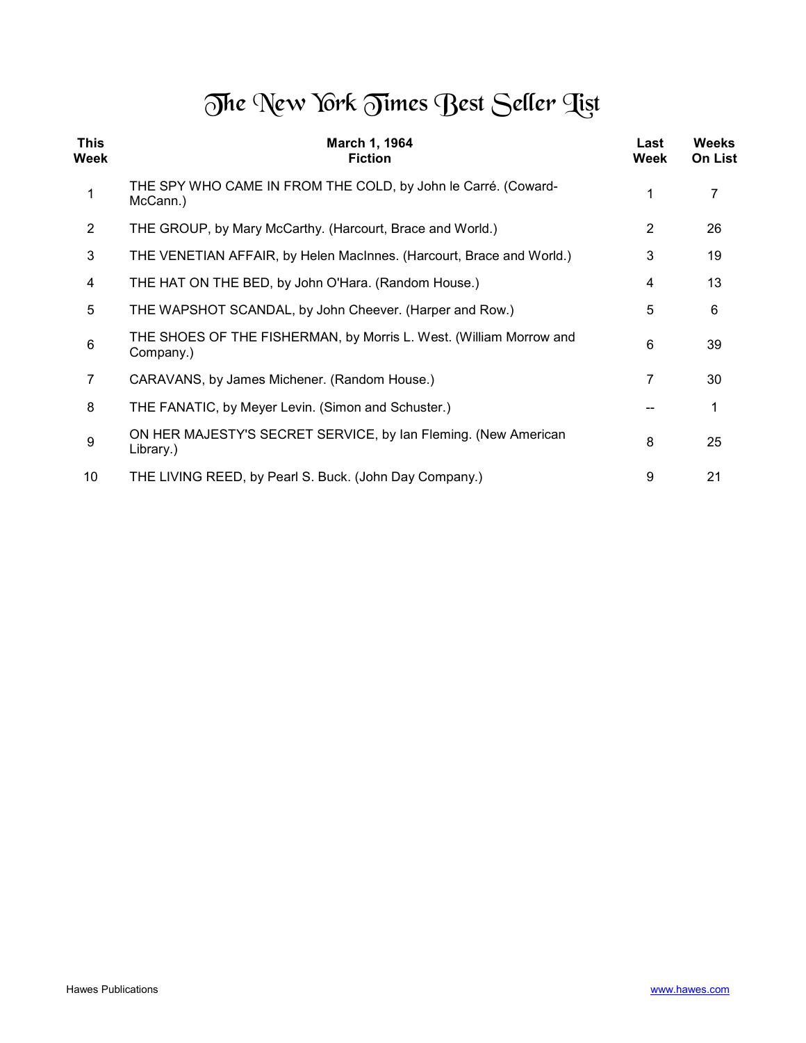# The New York Times Best Seller List

| This Week | March 1, 1964<br>Fiction | Last Week | Weeks On List |
|---|---|---|---|
| 1 | THE SPY WHO CAME IN FROM THE COLD, by John le Carré. (Coward-McCann.) | 1 | 7 |
| 2 | THE GROUP, by Mary McCarthy. (Harcourt, Brace and World.) | 2 | 26 |
| 3 | THE VENETIAN AFFAIR, by Helen MacInnes. (Harcourt, Brace and World.) | 3 | 19 |
| 4 | THE HAT ON THE BED, by John O'Hara. (Random House.) | 4 | 13 |
| 5 | THE WAPSHOT SCANDAL, by John Cheever. (Harper and Row.) | 5 | 6 |
| 6 | THE SHOES OF THE FISHERMAN, by Morris L. West. (William Morrow and Company.) | 6 | 39 |
| 7 | CARAVANS, by James Michener. (Random House.) | 7 | 30 |
| 8 | THE FANATIC, by Meyer Levin. (Simon and Schuster.) | -- | 1 |
| 9 | ON HER MAJESTY'S SECRET SERVICE, by Ian Fleming. (New American Library.) | 8 | 25 |
| 10 | THE LIVING REED, by Pearl S. Buck. (John Day Company.) | 9 | 21 |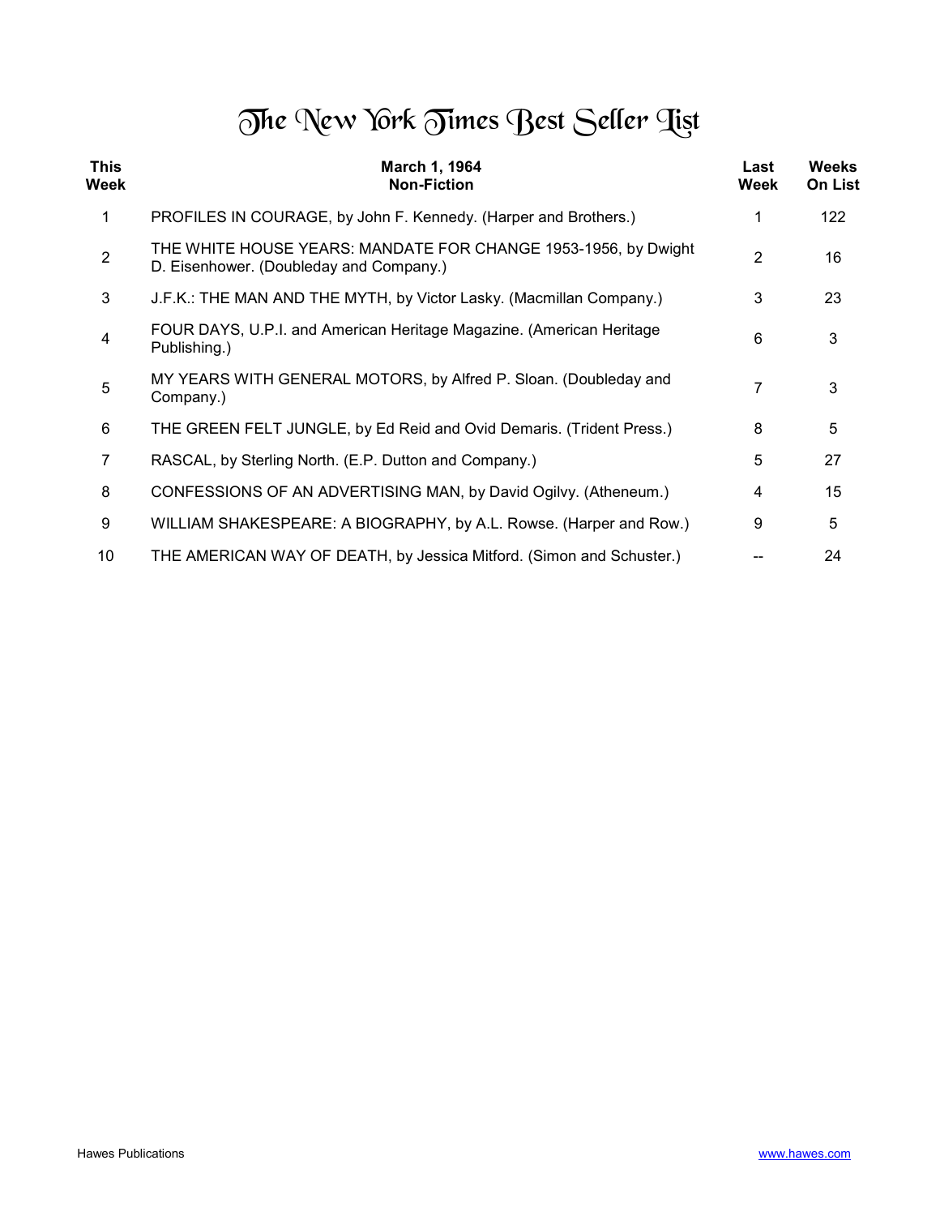# The New York Times Best Seller List

| This Week | March 1, 1964 Non-Fiction | Last Week | Weeks On List |
|---|---|---|---|
| 1 | PROFILES IN COURAGE, by John F. Kennedy. (Harper and Brothers.) | 1 | 122 |
| 2 | THE WHITE HOUSE YEARS: MANDATE FOR CHANGE 1953-1956, by Dwight D. Eisenhower. (Doubleday and Company.) | 2 | 16 |
| 3 | J.F.K.: THE MAN AND THE MYTH, by Victor Lasky. (Macmillan Company.) | 3 | 23 |
| 4 | FOUR DAYS, U.P.I. and American Heritage Magazine. (American Heritage Publishing.) | 6 | 3 |
| 5 | MY YEARS WITH GENERAL MOTORS, by Alfred P. Sloan. (Doubleday and Company.) | 7 | 3 |
| 6 | THE GREEN FELT JUNGLE, by Ed Reid and Ovid Demaris. (Trident Press.) | 8 | 5 |
| 7 | RASCAL, by Sterling North. (E.P. Dutton and Company.) | 5 | 27 |
| 8 | CONFESSIONS OF AN ADVERTISING MAN, by David Ogilvy. (Atheneum.) | 4 | 15 |
| 9 | WILLIAM SHAKESPEARE: A BIOGRAPHY, by A.L. Rowse. (Harper and Row.) | 9 | 5 |
| 10 | THE AMERICAN WAY OF DEATH, by Jessica Mitford. (Simon and Schuster.) | -- | 24 |

Hawes Publications www.hawes.com